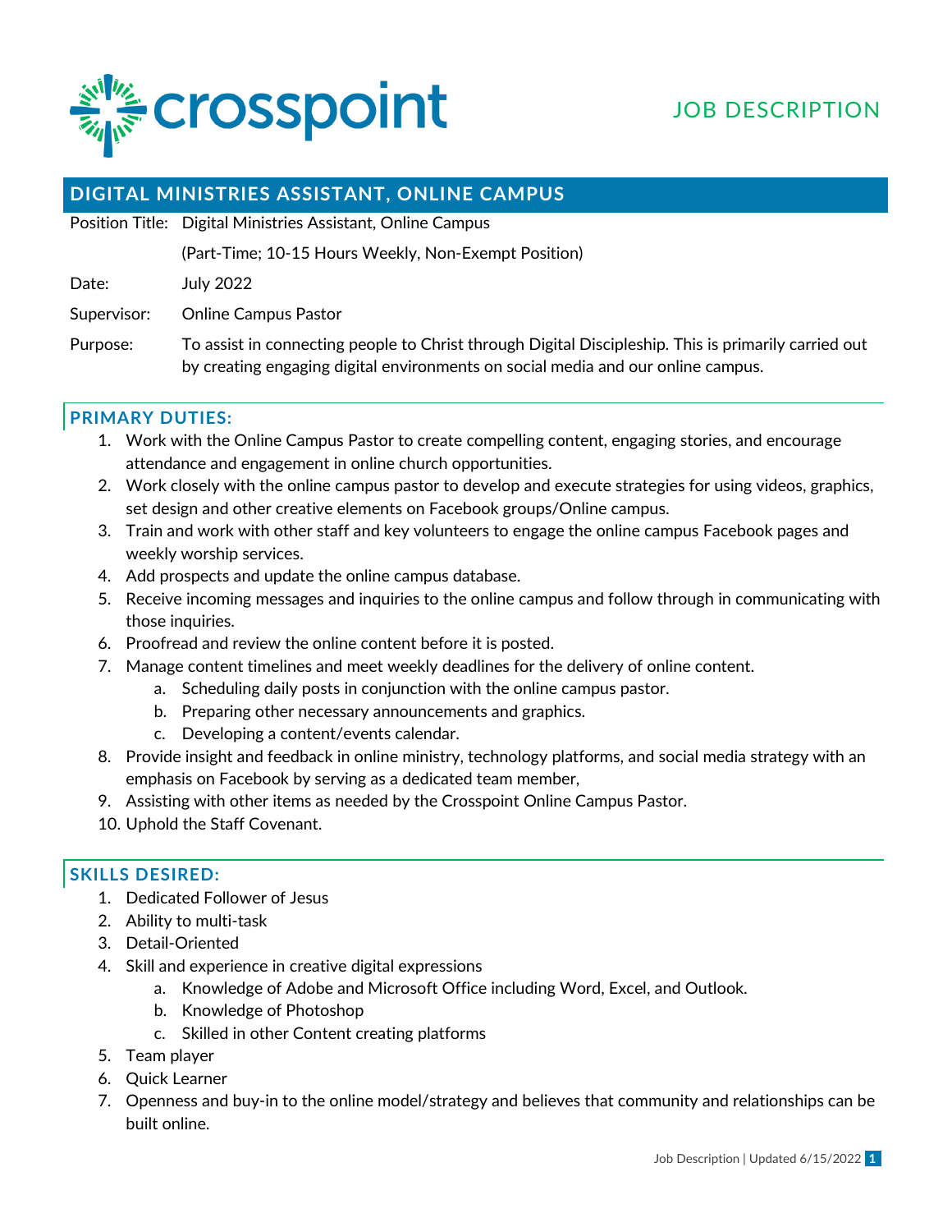crosspoint

JOB DESCRIPTION

## DIGITAL MINISTRIES ASSISTANT, ONLINE CAMPUS

| | |
|---|---|
| Position Title: | Digital Ministries Assistant, Online Campus |
| | (Part-Time; 10-15 Hours Weekly, Non-Exempt Position) |
| Date: | July 2022 |
| Supervisor: | Online Campus Pastor |
| Purpose: | To assist in connecting people to Christ through Digital Discipleship. This is primarily carried out by creating engaging digital environments on social media and our online campus. |

### PRIMARY DUTIES:

1. Work with the Online Campus Pastor to create compelling content, engaging stories, and encourage attendance and engagement in online church opportunities.
2. Work closely with the online campus pastor to develop and execute strategies for using videos, graphics, set design and other creative elements on Facebook groups/Online campus.
3. Train and work with other staff and key volunteers to engage the online campus Facebook pages and weekly worship services.
4. Add prospects and update the online campus database.
5. Receive incoming messages and inquiries to the online campus and follow through in communicating with those inquiries.
6. Proofread and review the online content before it is posted.
7. Manage content timelines and meet weekly deadlines for the delivery of online content.
   a. Scheduling daily posts in conjunction with the online campus pastor.
   b. Preparing other necessary announcements and graphics.
   c. Developing a content/events calendar.
8. Provide insight and feedback in online ministry, technology platforms, and social media strategy with an emphasis on Facebook by serving as a dedicated team member,
9. Assisting with other items as needed by the Crosspoint Online Campus Pastor.
10. Uphold the Staff Covenant.

### SKILLS DESIRED:

1. Dedicated Follower of Jesus
2. Ability to multi-task
3. Detail-Oriented
4. Skill and experience in creative digital expressions
   a. Knowledge of Adobe and Microsoft Office including Word, Excel, and Outlook.
   b. Knowledge of Photoshop
   c. Skilled in other Content creating platforms
5. Team player
6. Quick Learner
7. Openness and buy-in to the online model/strategy and believes that community and relationships can be built online.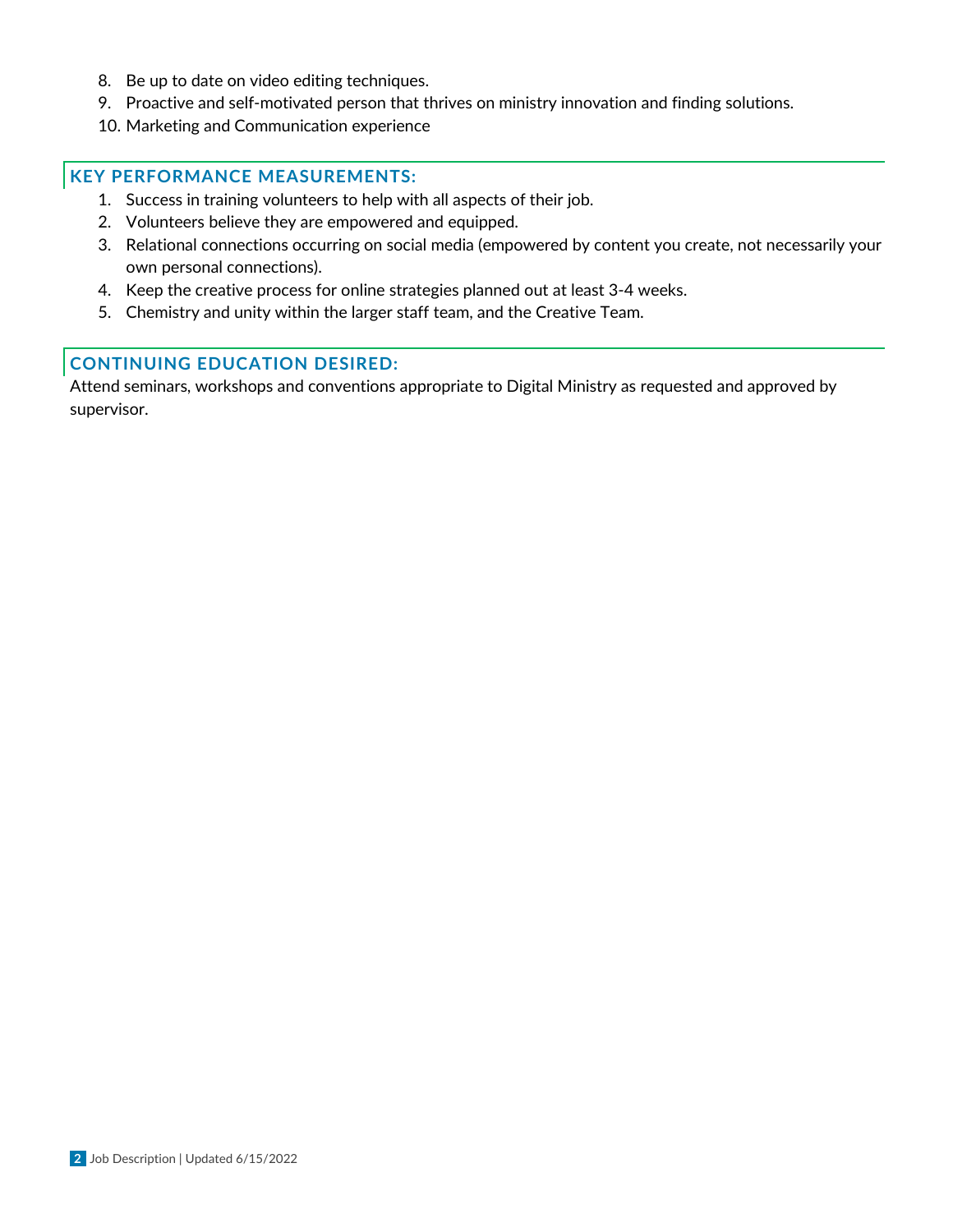8. Be up to date on video editing techniques.
9. Proactive and self-motivated person that thrives on ministry innovation and finding solutions.
10. Marketing and Communication experience

## KEY PERFORMANCE MEASUREMENTS:

1. Success in training volunteers to help with all aspects of their job.
2. Volunteers believe they are empowered and equipped.
3. Relational connections occurring on social media (empowered by content you create, not necessarily your own personal connections).
4. Keep the creative process for online strategies planned out at least 3-4 weeks.
5. Chemistry and unity within the larger staff team, and the Creative Team.

## CONTINUING EDUCATION DESIRED:

Attend seminars, workshops and conventions appropriate to Digital Ministry as requested and approved by supervisor.